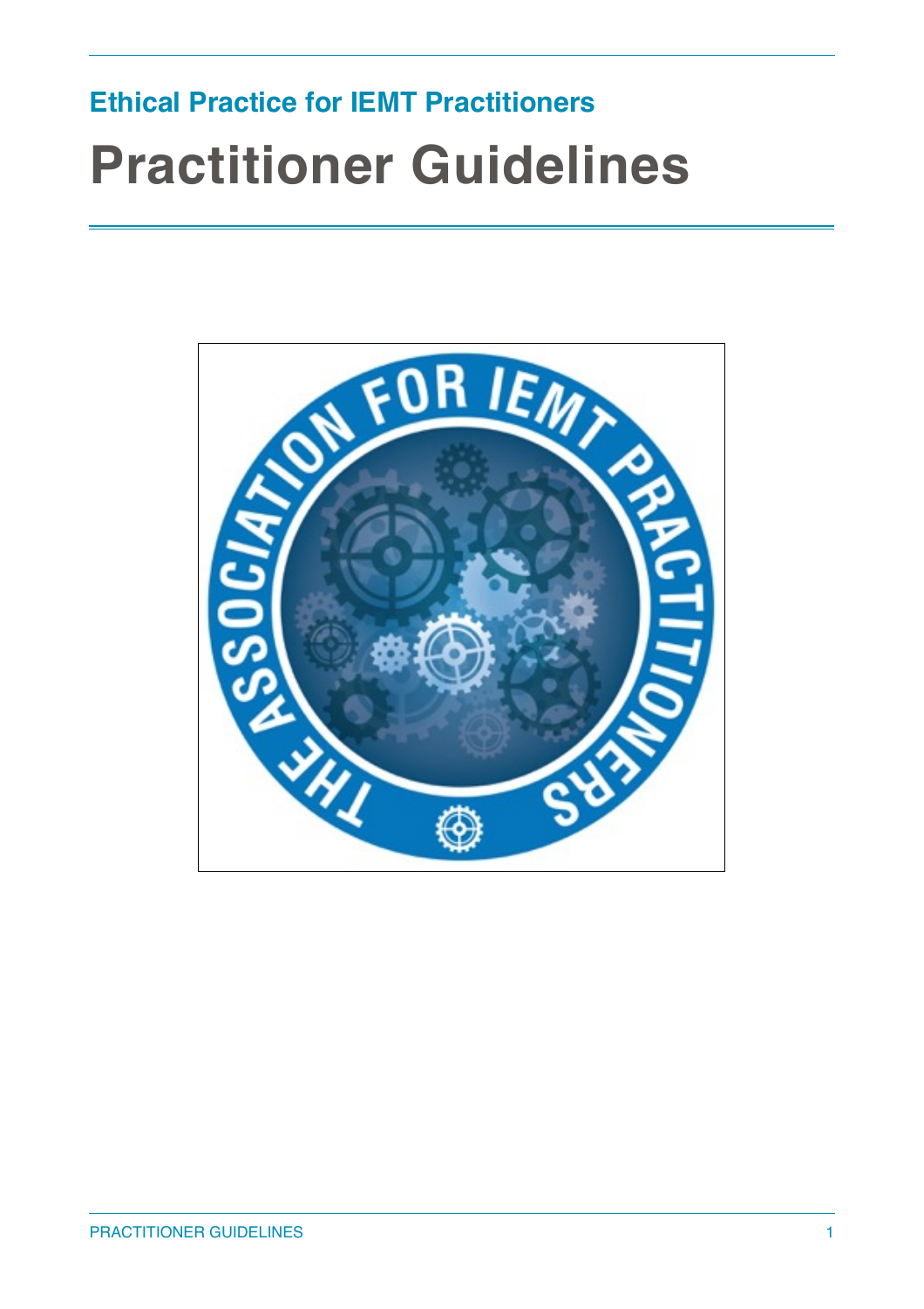## Ethical Practice for IEMT Practitioners

# Practitioner Guidelines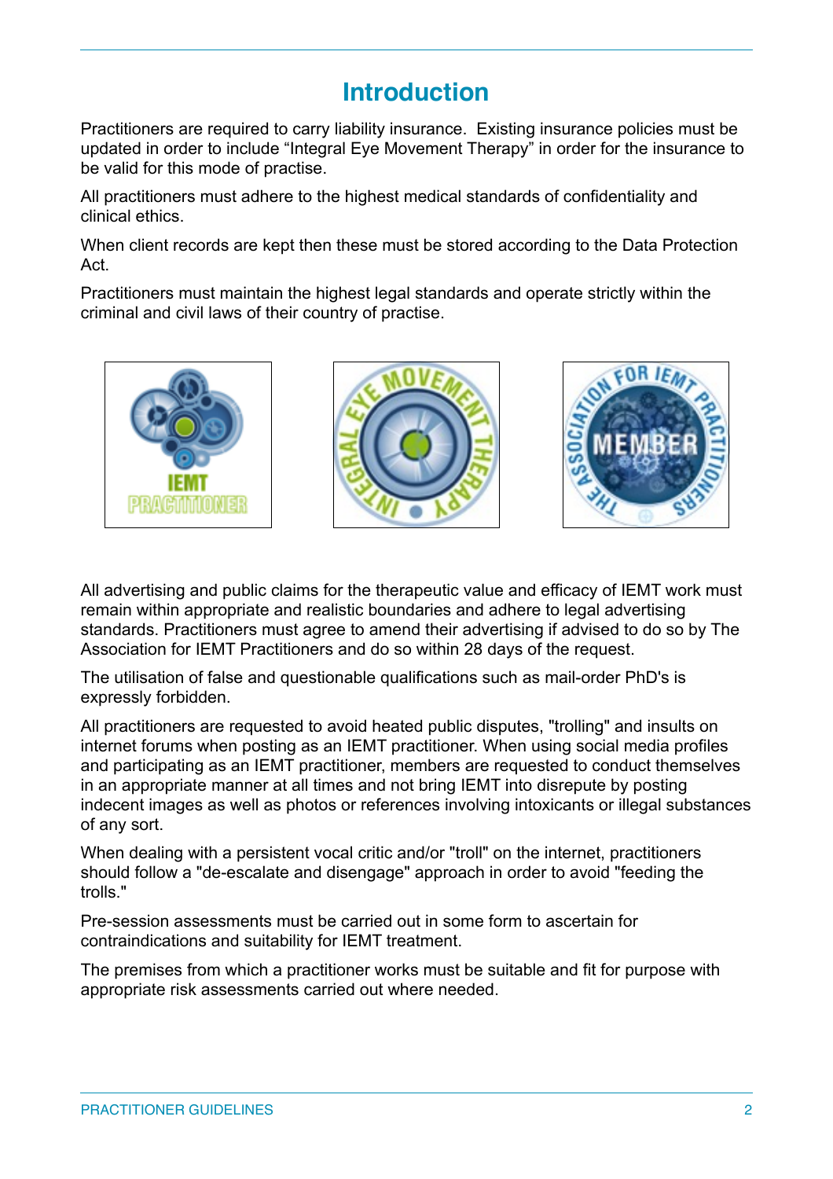# Introduction

Practitioners are required to carry liability insurance. Existing insurance policies must be updated in order to include "Integral Eye Movement Therapy" in order for the insurance to be valid for this mode of practise.

All practitioners must adhere to the highest medical standards of confidentiality and clinical ethics.

When client records are kept then these must be stored according to the Data Protection Act.

Practitioners must maintain the highest legal standards and operate strictly within the criminal and civil laws of their country of practise.

All advertising and public claims for the therapeutic value and efficacy of IEMT work must remain within appropriate and realistic boundaries and adhere to legal advertising standards. Practitioners must agree to amend their advertising if advised to do so by The Association for IEMT Practitioners and do so within 28 days of the request.

The utilisation of false and questionable qualifications such as mail-order PhD's is expressly forbidden.

All practitioners are requested to avoid heated public disputes, "trolling" and insults on internet forums when posting as an IEMT practitioner. When using social media profiles and participating as an IEMT practitioner, members are requested to conduct themselves in an appropriate manner at all times and not bring IEMT into disrepute by posting indecent images as well as photos or references involving intoxicants or illegal substances of any sort.

When dealing with a persistent vocal critic and/or "troll" on the internet, practitioners should follow a "de-escalate and disengage" approach in order to avoid "feeding the trolls."

Pre-session assessments must be carried out in some form to ascertain for contraindications and suitability for IEMT treatment.

The premises from which a practitioner works must be suitable and fit for purpose with appropriate risk assessments carried out where needed.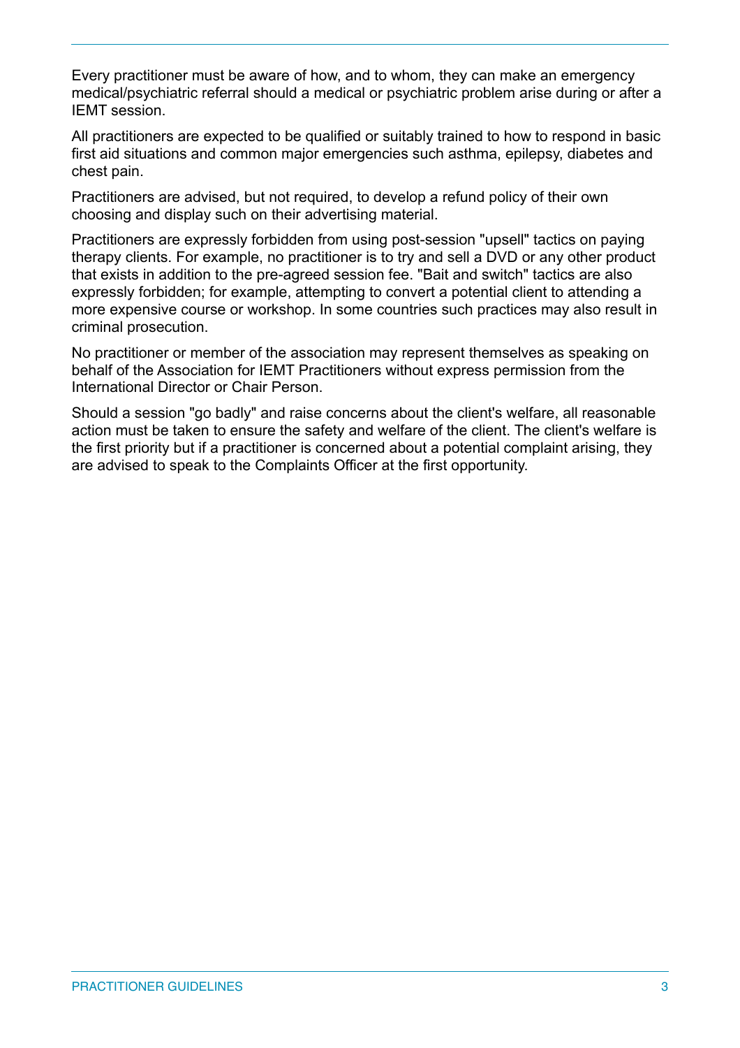Every practitioner must be aware of how, and to whom, they can make an emergency medical/psychiatric referral should a medical or psychiatric problem arise during or after a IEMT session.

All practitioners are expected to be qualified or suitably trained to how to respond in basic first aid situations and common major emergencies such asthma, epilepsy, diabetes and chest pain.

Practitioners are advised, but not required, to develop a refund policy of their own choosing and display such on their advertising material.

Practitioners are expressly forbidden from using post-session "upsell" tactics on paying therapy clients. For example, no practitioner is to try and sell a DVD or any other product that exists in addition to the pre-agreed session fee. "Bait and switch" tactics are also expressly forbidden; for example, attempting to convert a potential client to attending a more expensive course or workshop. In some countries such practices may also result in criminal prosecution.

No practitioner or member of the association may represent themselves as speaking on behalf of the Association for IEMT Practitioners without express permission from the International Director or Chair Person.

Should a session "go badly" and raise concerns about the client's welfare, all reasonable action must be taken to ensure the safety and welfare of the client. The client's welfare is the first priority but if a practitioner is concerned about a potential complaint arising, they are advised to speak to the Complaints Officer at the first opportunity.